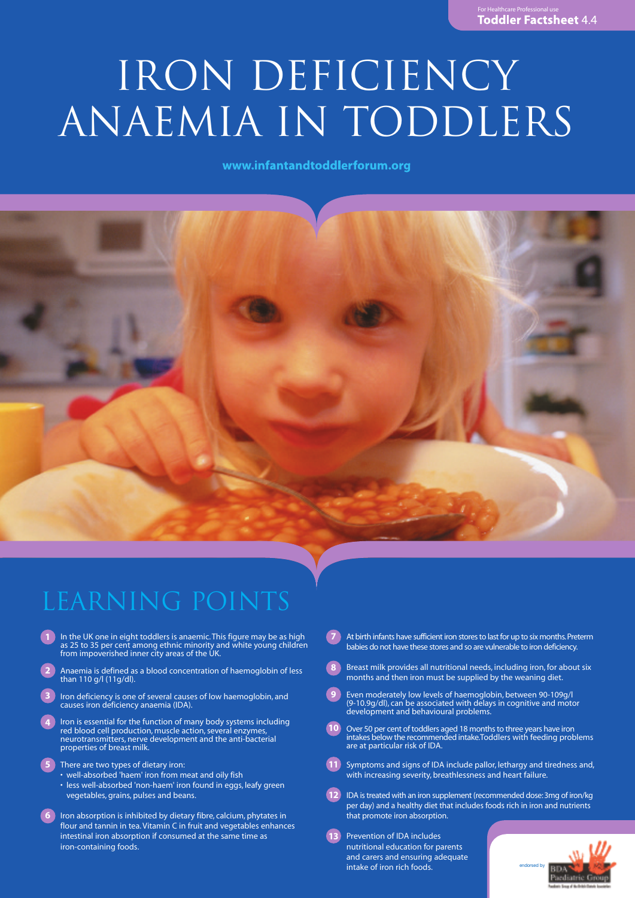For Healthcare Professional use

**Toddler Factsheet** 4.4

# IRON DEFICIENCY ANAEMIA IN TODDLERS

www.infantandtoddlerforum.org

## LEARNING POINTS

1. In the UK one in eight toddlers is anaemic. This figure may be as high as 25 to 35 per cent among ethnic minority and white young children from impoverished inner city areas of the UK.
2. Anaemia is defined as a blood concentration of haemoglobin of less than 110 g/l (11g/dl).
3. Iron deficiency is one of several causes of low haemoglobin, and causes iron deficiency anaemia (IDA).
4. Iron is essential for the function of many body systems including red blood cell production, muscle action, several enzymes, neurotransmitters, nerve development and the anti-bacterial properties of breast milk.
5. There are two types of dietary iron:
   - well-absorbed 'haem' iron from meat and oily fish
   - less well-absorbed 'non-haem' iron found in eggs, leafy green vegetables, grains, pulses and beans.
6. Iron absorption is inhibited by dietary fibre, calcium, phytates in flour and tannin in tea. Vitamin C in fruit and vegetables enhances intestinal iron absorption if consumed at the same time as iron-containing foods.
7. At birth infants have sufficient iron stores to last for up to six months. Preterm babies do not have these stores and so are vulnerable to iron deficiency.
8. Breast milk provides all nutritional needs, including iron, for about six months and then iron must be supplied by the weaning diet.
9. Even moderately low levels of haemoglobin, between 90-109g/l (9-10.9g/dl), can be associated with delays in cognitive and motor development and behavioural problems.
10. Over 50 per cent of toddlers aged 18 months to three years have iron intakes below the recommended intake. Toddlers with feeding problems are at particular risk of IDA.
11. Symptoms and signs of IDA include pallor, lethargy and tiredness and, with increasing severity, breathlessness and heart failure.
12. IDA is treated with an iron supplement (recommended dose: 3mg of iron/kg per day) and a healthy diet that includes foods rich in iron and nutrients that promote iron absorption.
13. Prevention of IDA includes nutritional education for parents and carers and ensuring adequate intake of iron rich foods.

endorsed by BDA Paediatric Group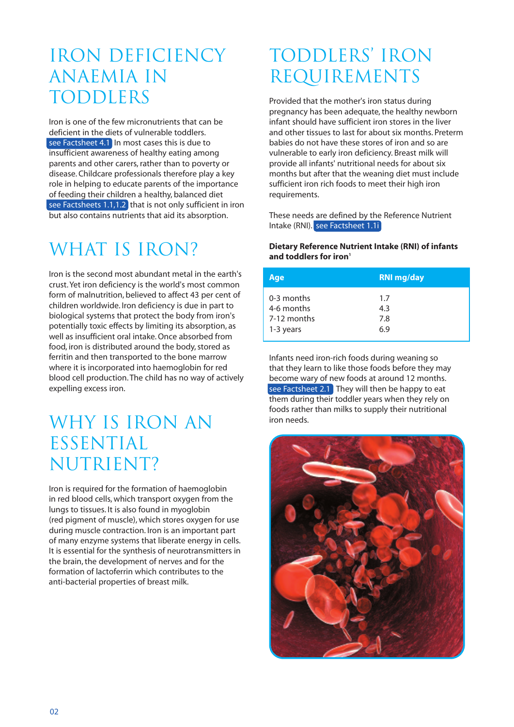# IRON DEFICIENCY ANAEMIA IN TODDLERS

Iron is one of the few micronutrients that can be deficient in the diets of vulnerable toddlers. see Factsheet 4.1 In most cases this is due to insufficient awareness of healthy eating among parents and other carers, rather than to poverty or disease. Childcare professionals therefore play a key role in helping to educate parents of the importance of feeding their children a healthy, balanced diet see Factsheets 1.1,1.2 that is not only sufficient in iron but also contains nutrients that aid its absorption.

# WHAT IS IRON?

Iron is the second most abundant metal in the earth's crust. Yet iron deficiency is the world's most common form of malnutrition, believed to affect 43 per cent of children worldwide. Iron deficiency is due in part to biological systems that protect the body from iron's potentially toxic effects by limiting its absorption, as well as insufficient oral intake. Once absorbed from food, iron is distributed around the body, stored as ferritin and then transported to the bone marrow where it is incorporated into haemoglobin for red blood cell production. The child has no way of actively expelling excess iron.

# WHY IS IRON AN ESSENTIAL NUTRIENT?

Iron is required for the formation of haemoglobin in red blood cells, which transport oxygen from the lungs to tissues. It is also found in myoglobin (red pigment of muscle), which stores oxygen for use during muscle contraction. Iron is an important part of many enzyme systems that liberate energy in cells. It is essential for the synthesis of neurotransmitters in the brain, the development of nerves and for the formation of lactoferrin which contributes to the anti-bacterial properties of breast milk.

# TODDLERS' IRON REQUIREMENTS

Provided that the mother's iron status during pregnancy has been adequate, the healthy newborn infant should have sufficient iron stores in the liver and other tissues to last for about six months. Preterm babies do not have these stores of iron and so are vulnerable to early iron deficiency. Breast milk will provide all infants' nutritional needs for about six months but after that the weaning diet must include sufficient iron rich foods to meet their high iron requirements.

These needs are defined by the Reference Nutrient Intake (RNI). see Factsheet 1.1i

**Dietary Reference Nutrient Intake (RNI) of infants and toddlers for iron[1]**

| Age | RNI mg/day |
|---|---|
| 0-3 months | 1.7 |
| 4-6 months | 4.3 |
| 7-12 months | 7.8 |
| 1-3 years | 6.9 |

Infants need iron-rich foods during weaning so that they learn to like those foods before they may become wary of new foods at around 12 months. see Factsheet 2.1 They will then be happy to eat them during their toddler years when they rely on foods rather than milks to supply their nutritional iron needs.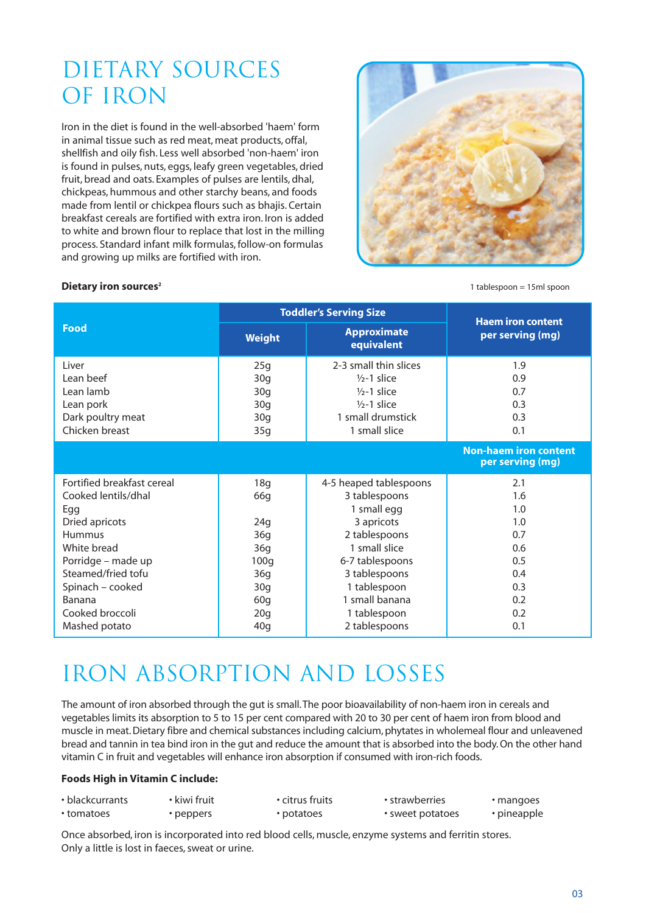# DIETARY SOURCES OF IRON

Iron in the diet is found in the well-absorbed 'haem' form in animal tissue such as red meat, meat products, offal, shellfish and oily fish. Less well absorbed 'non-haem' iron is found in pulses, nuts, eggs, leafy green vegetables, dried fruit, bread and oats. Examples of pulses are lentils, dhal, chickpeas, hummous and other starchy beans, and foods made from lentil or chickpea flours such as bhajis. Certain breakfast cereals are fortified with extra iron. Iron is added to white and brown flour to replace that lost in the milling process. Standard infant milk formulas, follow-on formulas and growing up milks are fortified with iron.

**Dietary iron sources**[2]

1 tablespoon = 15ml spoon

| Food | Toddler's Serving Size | | Haem iron content per serving (mg) |
|---|---|---|---|
| | **Weight** | **Approximate equivalent** | |
| Liver | 25g | 2-3 small thin slices | 1.9 |
| Lean beef | 30g | ½-1 slice | 0.9 |
| Lean lamb | 30g | ½-1 slice | 0.7 |
| Lean pork | 30g | ½-1 slice | 0.3 |
| Dark poultry meat | 30g | 1 small drumstick | 0.3 |
| Chicken breast | 35g | 1 small slice | 0.1 |
| | | | **Non-haem iron content per serving (mg)** |
| Fortified breakfast cereal | 18g | 4-5 heaped tablespoons | 2.1 |
| Cooked lentils/dhal | 66g | 3 tablespoons | 1.6 |
| Egg | | 1 small egg | 1.0 |
| Dried apricots | 24g | 3 apricots | 1.0 |
| Hummus | 36g | 2 tablespoons | 0.7 |
| White bread | 36g | 1 small slice | 0.6 |
| Porridge – made up | 100g | 6-7 tablespoons | 0.5 |
| Steamed/fried tofu | 36g | 3 tablespoons | 0.4 |
| Spinach – cooked | 30g | 1 tablespoon | 0.3 |
| Banana | 60g | 1 small banana | 0.2 |
| Cooked broccoli | 20g | 1 tablespoon | 0.2 |
| Mashed potato | 40g | 2 tablespoons | 0.1 |

# IRON ABSORPTION AND LOSSES

The amount of iron absorbed through the gut is small. The poor bioavailability of non-haem iron in cereals and vegetables limits its absorption to 5 to 15 per cent compared with 20 to 30 per cent of haem iron from blood and muscle in meat. Dietary fibre and chemical substances including calcium, phytates in wholemeal flour and unleavened bread and tannin in tea bind iron in the gut and reduce the amount that is absorbed into the body. On the other hand vitamin C in fruit and vegetables will enhance iron absorption if consumed with iron-rich foods.

**Foods High in Vitamin C include:**

- blackcurrants
- tomatoes
- kiwi fruit
- peppers
- citrus fruits
- potatoes
- strawberries
- sweet potatoes
- mangoes
- pineapple

Once absorbed, iron is incorporated into red blood cells, muscle, enzyme systems and ferritin stores. Only a little is lost in faeces, sweat or urine.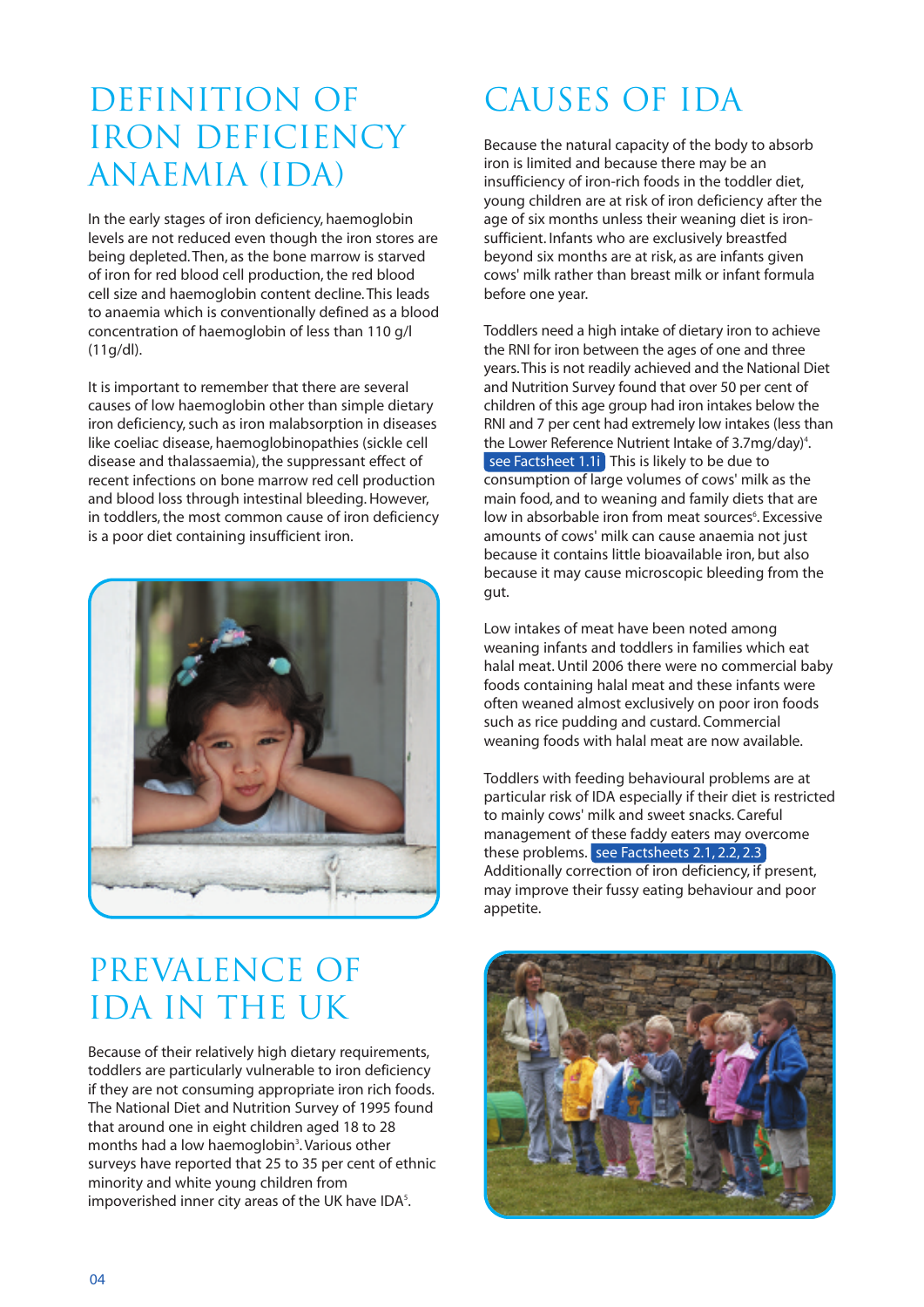# DEFINITION OF IRON DEFICIENCY ANAEMIA (IDA)

In the early stages of iron deficiency, haemoglobin levels are not reduced even though the iron stores are being depleted. Then, as the bone marrow is starved of iron for red blood cell production, the red blood cell size and haemoglobin content decline. This leads to anaemia which is conventionally defined as a blood concentration of haemoglobin of less than 110 g/l (11g/dl).

It is important to remember that there are several causes of low haemoglobin other than simple dietary iron deficiency, such as iron malabsorption in diseases like coeliac disease, haemoglobinopathies (sickle cell disease and thalassaemia), the suppressant effect of recent infections on bone marrow red cell production and blood loss through intestinal bleeding. However, in toddlers, the most common cause of iron deficiency is a poor diet containing insufficient iron.

# PREVALENCE OF IDA IN THE UK

Because of their relatively high dietary requirements, toddlers are particularly vulnerable to iron deficiency if they are not consuming appropriate iron rich foods. The National Diet and Nutrition Survey of 1995 found that around one in eight children aged 18 to 28 months had a low haemoglobin[3]. Various other surveys have reported that 25 to 35 per cent of ethnic minority and white young children from impoverished inner city areas of the UK have IDA[5].

# CAUSES OF IDA

Because the natural capacity of the body to absorb iron is limited and because there may be an insufficiency of iron-rich foods in the toddler diet, young children are at risk of iron deficiency after the age of six months unless their weaning diet is iron-sufficient. Infants who are exclusively breastfed beyond six months are at risk, as are infants given cows' milk rather than breast milk or infant formula before one year.

Toddlers need a high intake of dietary iron to achieve the RNI for iron between the ages of one and three years. This is not readily achieved and the National Diet and Nutrition Survey found that over 50 per cent of children of this age group had iron intakes below the RNI and 7 per cent had extremely low intakes (less than the Lower Reference Nutrient Intake of 3.7mg/day)[4]. see Factsheet 1.1i This is likely to be due to consumption of large volumes of cows' milk as the main food, and to weaning and family diets that are low in absorbable iron from meat sources[6]. Excessive amounts of cows' milk can cause anaemia not just because it contains little bioavailable iron, but also because it may cause microscopic bleeding from the gut.

Low intakes of meat have been noted among weaning infants and toddlers in families which eat halal meat. Until 2006 there were no commercial baby foods containing halal meat and these infants were often weaned almost exclusively on poor iron foods such as rice pudding and custard. Commercial weaning foods with halal meat are now available.

Toddlers with feeding behavioural problems are at particular risk of IDA especially if their diet is restricted to mainly cows' milk and sweet snacks. Careful management of these faddy eaters may overcome these problems. see Factsheets 2.1, 2.2, 2.3 Additionally correction of iron deficiency, if present, may improve their fussy eating behaviour and poor appetite.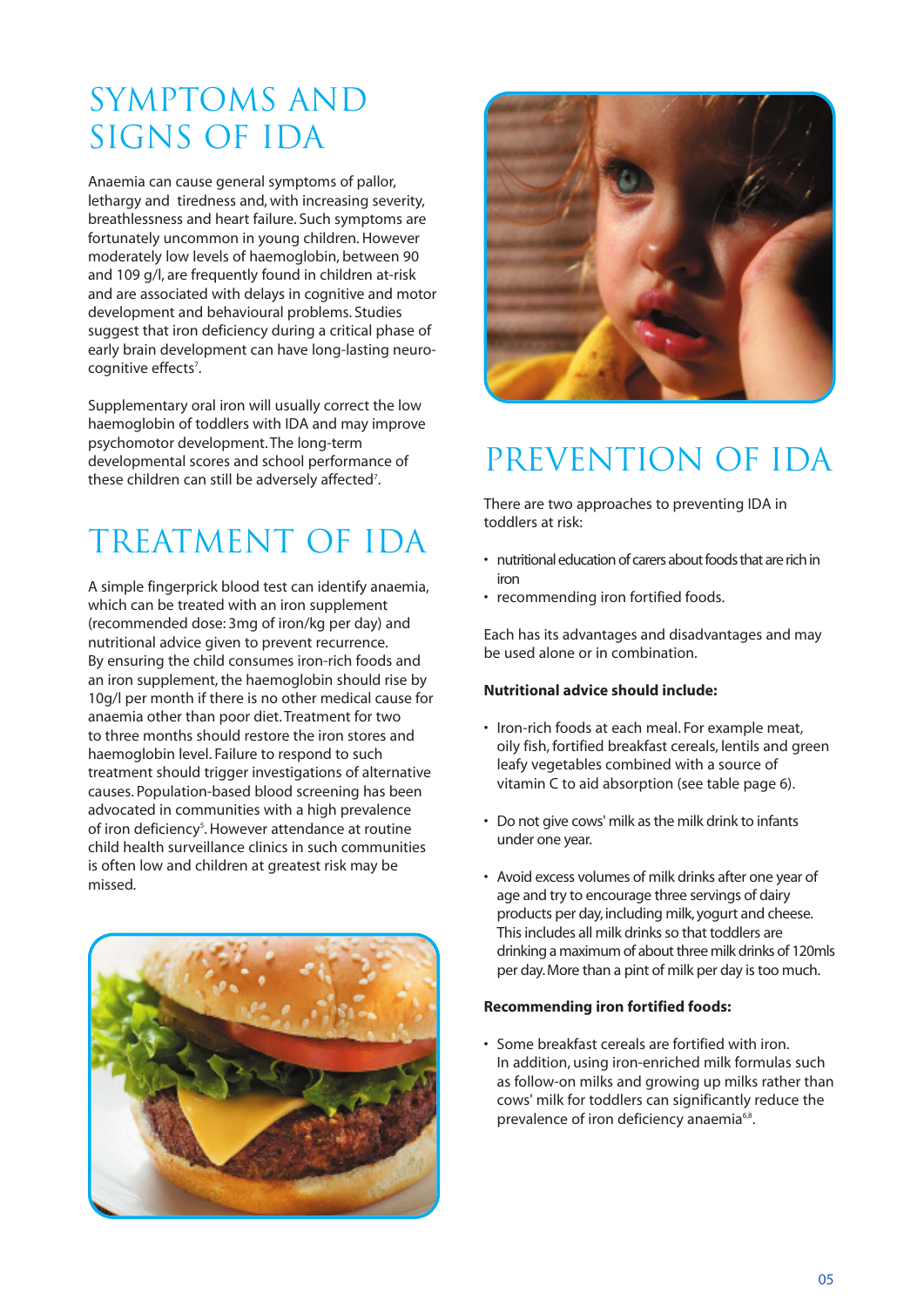# SYMPTOMS AND SIGNS OF IDA

Anaemia can cause general symptoms of pallor, lethargy and tiredness and, with increasing severity, breathlessness and heart failure. Such symptoms are fortunately uncommon in young children. However moderately low levels of haemoglobin, between 90 and 109 g/l, are frequently found in children at-risk and are associated with delays in cognitive and motor development and behavioural problems. Studies suggest that iron deficiency during a critical phase of early brain development can have long-lasting neuro-cognitive effects[7].

Supplementary oral iron will usually correct the low haemoglobin of toddlers with IDA and may improve psychomotor development. The long-term developmental scores and school performance of these children can still be adversely affected[7].

# TREATMENT OF IDA

A simple fingerprick blood test can identify anaemia, which can be treated with an iron supplement (recommended dose: 3mg of iron/kg per day) and nutritional advice given to prevent recurrence. By ensuring the child consumes iron-rich foods and an iron supplement, the haemoglobin should rise by 10g/l per month if there is no other medical cause for anaemia other than poor diet. Treatment for two to three months should restore the iron stores and haemoglobin level. Failure to respond to such treatment should trigger investigations of alternative causes. Population-based blood screening has been advocated in communities with a high prevalence of iron deficiency[5]. However attendance at routine child health surveillance clinics in such communities is often low and children at greatest risk may be missed.

# PREVENTION OF IDA

There are two approaches to preventing IDA in toddlers at risk:

- nutritional education of carers about foods that are rich in iron
- recommending iron fortified foods.

Each has its advantages and disadvantages and may be used alone or in combination.

**Nutritional advice should include:**

- Iron-rich foods at each meal. For example meat, oily fish, fortified breakfast cereals, lentils and green leafy vegetables combined with a source of vitamin C to aid absorption (see table page 6).
- Do not give cows' milk as the milk drink to infants under one year.
- Avoid excess volumes of milk drinks after one year of age and try to encourage three servings of dairy products per day, including milk, yogurt and cheese. This includes all milk drinks so that toddlers are drinking a maximum of about three milk drinks of 120mls per day. More than a pint of milk per day is too much.

**Recommending iron fortified foods:**

- Some breakfast cereals are fortified with iron. In addition, using iron-enriched milk formulas such as follow-on milks and growing up milks rather than cows' milk for toddlers can significantly reduce the prevalence of iron deficiency anaemia[6,8].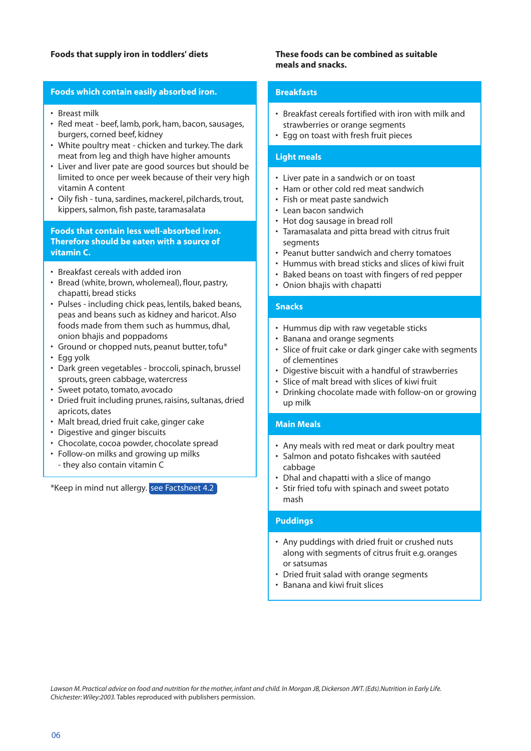## Foods that supply iron in toddlers' diets

### Foods which contain easily absorbed iron.

- Breast milk
- Red meat - beef, lamb, pork, ham, bacon, sausages, burgers, corned beef, kidney
- White poultry meat - chicken and turkey. The dark meat from leg and thigh have higher amounts
- Liver and liver pate are good sources but should be limited to once per week because of their very high vitamin A content
- Oily fish - tuna, sardines, mackerel, pilchards, trout, kippers, salmon, fish paste, taramasalata

### Foods that contain less well-absorbed iron. Therefore should be eaten with a source of vitamin C.

- Breakfast cereals with added iron
- Bread (white, brown, wholemeal), flour, pastry, chapatti, bread sticks
- Pulses - including chick peas, lentils, baked beans, peas and beans such as kidney and haricot. Also foods made from them such as hummus, dhal, onion bhajis and poppadoms
- Ground or chopped nuts, peanut butter, tofu*
- Egg yolk
- Dark green vegetables - broccoli, spinach, brussel sprouts, green cabbage, watercress
- Sweet potato, tomato, avocado
- Dried fruit including prunes, raisins, sultanas, dried apricots, dates
- Malt bread, dried fruit cake, ginger cake
- Digestive and ginger biscuits
- Chocolate, cocoa powder, chocolate spread
- Follow-on milks and growing up milks - they also contain vitamin C

*Keep in mind nut allergy. see Factsheet 4.2

## These foods can be combined as suitable meals and snacks.

### Breakfasts

- Breakfast cereals fortified with iron with milk and strawberries or orange segments
- Egg on toast with fresh fruit pieces

### Light meals

- Liver pate in a sandwich or on toast
- Ham or other cold red meat sandwich
- Fish or meat paste sandwich
- Lean bacon sandwich
- Hot dog sausage in bread roll
- Taramasalata and pitta bread with citrus fruit segments
- Peanut butter sandwich and cherry tomatoes
- Hummus with bread sticks and slices of kiwi fruit
- Baked beans on toast with fingers of red pepper
- Onion bhajis with chapatti

### Snacks

- Hummus dip with raw vegetable sticks
- Banana and orange segments
- Slice of fruit cake or dark ginger cake with segments of clementines
- Digestive biscuit with a handful of strawberries
- Slice of malt bread with slices of kiwi fruit
- Drinking chocolate made with follow-on or growing up milk

### Main Meals

- Any meals with red meat or dark poultry meat
- Salmon and potato fishcakes with sautéed cabbage
- Dhal and chapatti with a slice of mango
- Stir fried tofu with spinach and sweet potato mash

### Puddings

- Any puddings with dried fruit or crushed nuts along with segments of citrus fruit e.g. oranges or satsumas
- Dried fruit salad with orange segments
- Banana and kiwi fruit slices

*Lawson M. Practical advice on food and nutrition for the mother, infant and child. In Morgan JB, Dickerson JWT. (Eds).Nutrition in Early Life. Chichester: Wiley:2003.* Tables reproduced with publishers permission.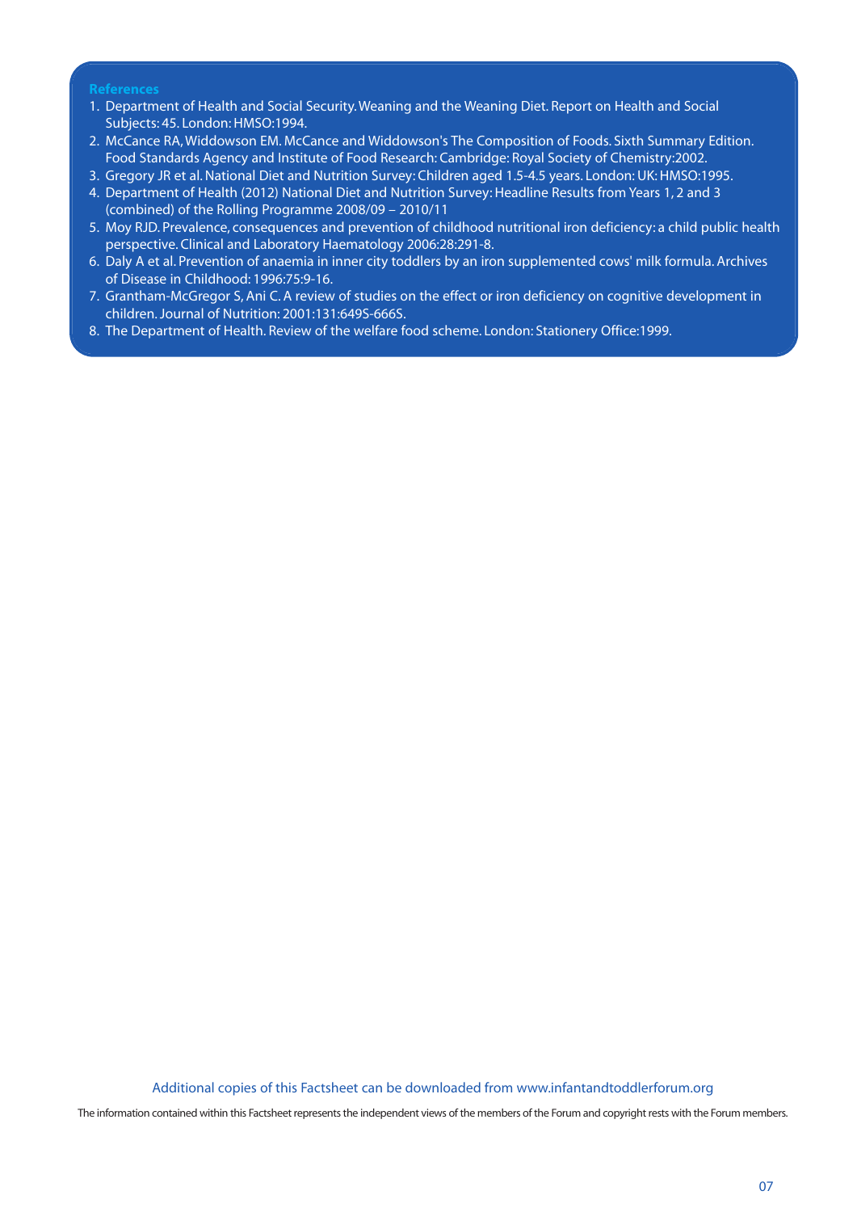## References

1. Department of Health and Social Security. Weaning and the Weaning Diet. Report on Health and Social Subjects: 45. London: HMSO:1994.
2. McCance RA, Widdowson EM. McCance and Widdowson's The Composition of Foods. Sixth Summary Edition. Food Standards Agency and Institute of Food Research: Cambridge: Royal Society of Chemistry:2002.
3. Gregory JR et al. National Diet and Nutrition Survey: Children aged 1.5-4.5 years. London: UK: HMSO:1995.
4. Department of Health (2012) National Diet and Nutrition Survey: Headline Results from Years 1, 2 and 3 (combined) of the Rolling Programme 2008/09 – 2010/11
5. Moy RJD. Prevalence, consequences and prevention of childhood nutritional iron deficiency: a child public health perspective. Clinical and Laboratory Haematology 2006:28:291-8.
6. Daly A et al. Prevention of anaemia in inner city toddlers by an iron supplemented cows' milk formula. Archives of Disease in Childhood: 1996:75:9-16.
7. Grantham-McGregor S, Ani C. A review of studies on the effect or iron deficiency on cognitive development in children. Journal of Nutrition: 2001:131:649S-666S.
8. The Department of Health. Review of the welfare food scheme. London: Stationery Office:1999.

Additional copies of this Factsheet can be downloaded from www.infantandtoddlerforum.org

The information contained within this Factsheet represents the independent views of the members of the Forum and copyright rests with the Forum members.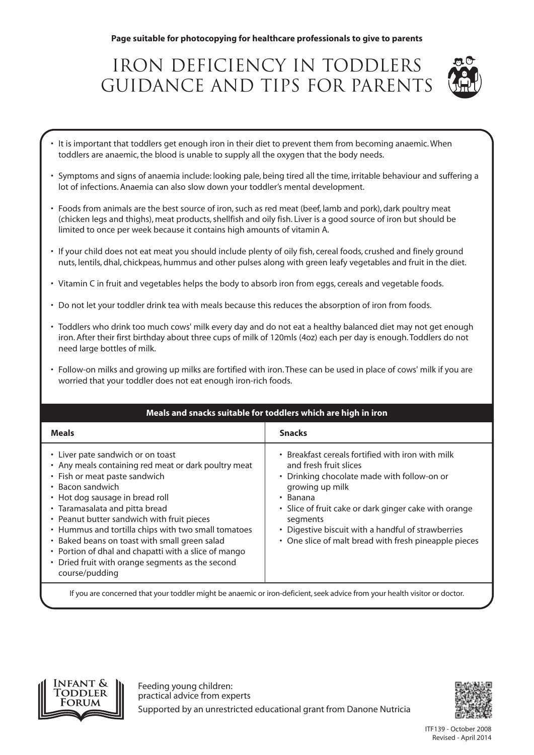**Page suitable for photocopying for healthcare professionals to give to parents**

# IRON DEFICIENCY IN TODDLERS GUIDANCE AND TIPS FOR PARENTS

- It is important that toddlers get enough iron in their diet to prevent them from becoming anaemic. When toddlers are anaemic, the blood is unable to supply all the oxygen that the body needs.
- Symptoms and signs of anaemia include: looking pale, being tired all the time, irritable behaviour and suffering a lot of infections. Anaemia can also slow down your toddler's mental development.
- Foods from animals are the best source of iron, such as red meat (beef, lamb and pork), dark poultry meat (chicken legs and thighs), meat products, shellfish and oily fish. Liver is a good source of iron but should be limited to once per week because it contains high amounts of vitamin A.
- If your child does not eat meat you should include plenty of oily fish, cereal foods, crushed and finely ground nuts, lentils, dhal, chickpeas, hummus and other pulses along with green leafy vegetables and fruit in the diet.
- Vitamin C in fruit and vegetables helps the body to absorb iron from eggs, cereals and vegetable foods.
- Do not let your toddler drink tea with meals because this reduces the absorption of iron from foods.
- Toddlers who drink too much cows' milk every day and do not eat a healthy balanced diet may not get enough iron. After their first birthday about three cups of milk of 120mls (4oz) each per day is enough. Toddlers do not need large bottles of milk.
- Follow-on milks and growing up milks are fortified with iron. These can be used in place of cows' milk if you are worried that your toddler does not eat enough iron-rich foods.

**Meals and snacks suitable for toddlers which are high in iron**

| Meals | Snacks |
|---|---|
| • Liver pate sandwich or on toast<br>• Any meals containing red meat or dark poultry meat<br>• Fish or meat paste sandwich<br>• Bacon sandwich<br>• Hot dog sausage in bread roll<br>• Taramasalata and pitta bread<br>• Peanut butter sandwich with fruit pieces<br>• Hummus and tortilla chips with two small tomatoes<br>• Baked beans on toast with small green salad<br>• Portion of dhal and chapatti with a slice of mango<br>• Dried fruit with orange segments as the second course/pudding | • Breakfast cereals fortified with iron with milk and fresh fruit slices<br>• Drinking chocolate made with follow-on or growing up milk<br>• Banana<br>• Slice of fruit cake or dark ginger cake with orange segments<br>• Digestive biscuit with a handful of strawberries<br>• One slice of malt bread with fresh pineapple pieces |

If you are concerned that your toddler might be anaemic or iron-deficient, seek advice from your health visitor or doctor.

Infant & Toddler Forum

Feeding young children: practical advice from experts

Supported by an unrestricted educational grant from Danone Nutricia

ITF139 - October 2008
Revised - April 2014